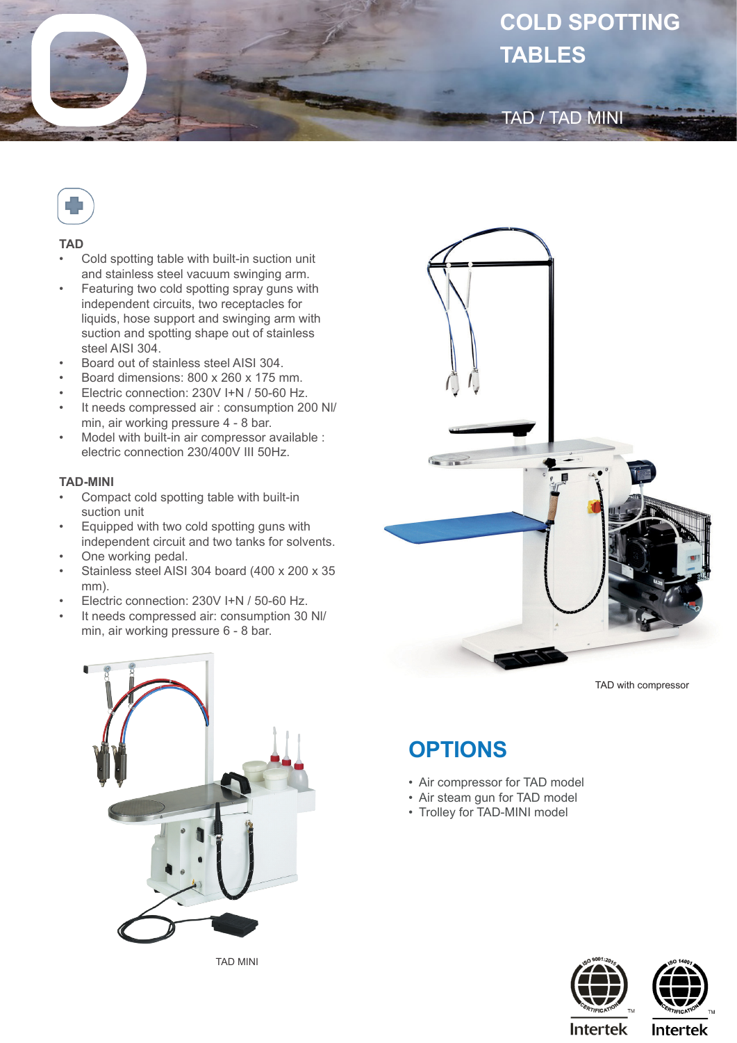# COLD SPOTTING TABLES

## TAD / TAD MINI

### TAD

- Cold spotting table with built-in suction unit and stainless steel vacuum swinging arm.
- Featuring two cold spotting spray guns with independent circuits, two receptacles for liquids, hose support and swinging arm with suction and spotting shape out of stainless steel AISI 304.
- Board out of stainless steel AISI 304.
- Board dimensions: 800 x 260 x 175 mm.
- Electric connection: 230V I+N / 50-60 Hz.
- It needs compressed air : consumption 200 Nl/min, air working pressure 4 - 8 bar.
- Model with built-in air compressor available : electric connection 230/400V III 50Hz.

### TAD-MINI

- Compact cold spotting table with built-in suction unit
- Equipped with two cold spotting guns with independent circuit and two tanks for solvents.
- One working pedal.
- Stainless steel AISI 304 board (400 x 200 x 35 mm).
- Electric connection: 230V I+N / 50-60 Hz.
- It needs compressed air: consumption 30 Nl/min, air working pressure 6 - 8 bar.

TAD MINI

TAD with compressor

## OPTIONS

- Air compressor for TAD model
- Air steam gun for TAD model
- Trolley for TAD-MINI model

ISO 9001:2015 CERTIFICATION Intertek

ISO 14001 CERTIFICATION Intertek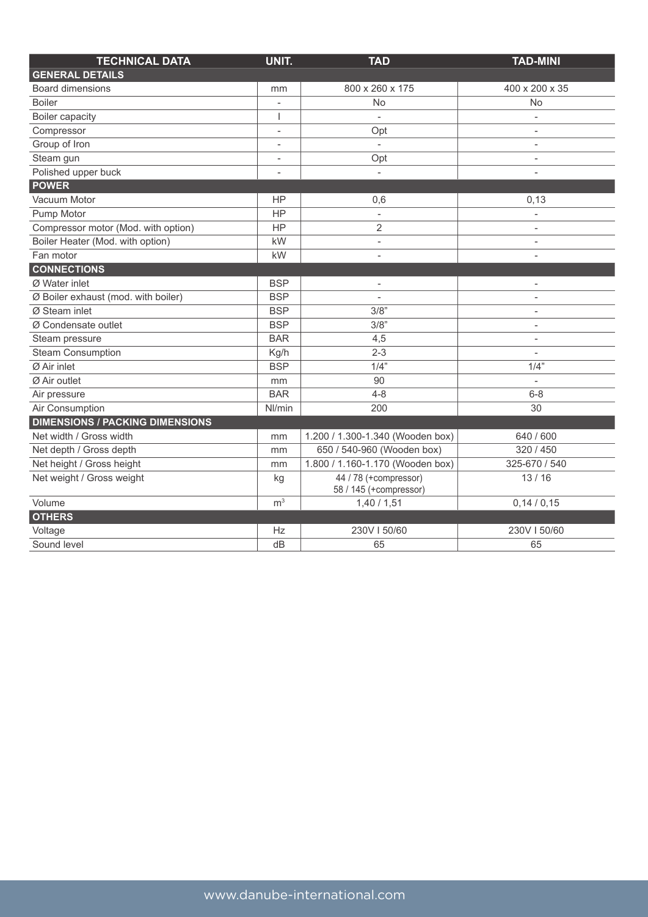| TECHNICAL DATA | UNIT. | TAD | TAD-MINI |
|---|---|---|---|
| **GENERAL DETAILS** | | | |
| Board dimensions | mm | 800 x 260 x 175 | 400 x 200 x 35 |
| Boiler | - | No | No |
| Boiler capacity | l | - | - |
| Compressor | - | Opt | - |
| Group of Iron | - | - | - |
| Steam gun | - | Opt | - |
| Polished upper buck | - | - | - |
| **POWER** | | | |
| Vacuum Motor | HP | 0,6 | 0,13 |
| Pump Motor | HP | - | - |
| Compressor motor (Mod. with option) | HP | 2 | - |
| Boiler Heater (Mod. with option) | kW | - | - |
| Fan motor | kW | - | - |
| **CONNECTIONS** | | | |
| Ø Water inlet | BSP | - | - |
| Ø Boiler exhaust (mod. with boiler) | BSP | - | - |
| Ø Steam inlet | BSP | 3/8" | - |
| Ø Condensate outlet | BSP | 3/8" | - |
| Steam pressure | BAR | 4,5 | - |
| Steam Consumption | Kg/h | 2-3 | - |
| Ø Air inlet | BSP | 1/4" | 1/4" |
| Ø Air outlet | mm | 90 | - |
| Air pressure | BAR | 4-8 | 6-8 |
| Air Consumption | Nl/min | 200 | 30 |
| **DIMENSIONS / PACKING DIMENSIONS** | | | |
| Net width / Gross width | mm | 1.200 / 1.300-1.340 (Wooden box) | 640 / 600 |
| Net depth / Gross depth | mm | 650 / 540-960 (Wooden box) | 320 / 450 |
| Net height / Gross height | mm | 1.800 / 1.160-1.170 (Wooden box) | 325-670 / 540 |
| Net weight / Gross weight | kg | 44 / 78 (+compressor) 58 / 145 (+compressor) | 13 / 16 |
| Volume | $m^3$ | 1,40 / 1,51 | 0,14 / 0,15 |
| **OTHERS** | | | |
| Voltage | Hz | 230V I 50/60 | 230V I 50/60 |
| Sound level | dB | 65 | 65 |

www.danube-international.com